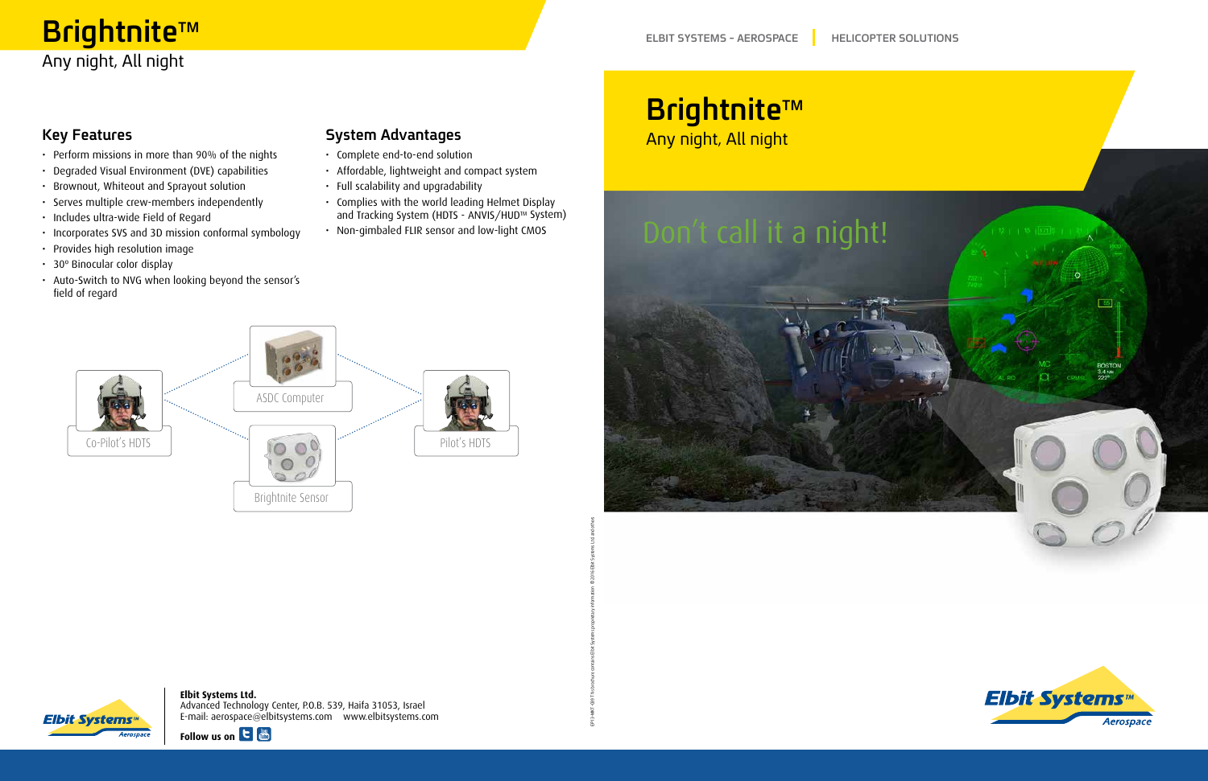# Brightnite™

Any night, All night

## Key Features

- Perform missions in more than 90% of the nights
- Degraded Visual Environment (DVE) capabilities
- Brownout, Whiteout and Sprayout solution
- Serves multiple crew-members independently
- Includes ultra-wide Field of Regard
- Incorporates SVS and 3D mission conformal symbology
- Provides high resolution image
- 30° Binocular color display
- Auto-Switch to NVG when looking beyond the sensor's field of regard

## System Advantages

- Complete end-to-end solution
- Affordable, lightweight and compact system
- Full scalability and upgradability
- Complies with the world leading Helmet Display and Tracking System (HDTS - ANVIS/HUD™ System)
- Non-gimbaled FLIR sensor and low-light CMOS

Co-Pilot's HDTS

ASDC Computer

Brightnite Sensor

Pilot's HDTS

**Elbit Systems Ltd.**
Advanced Technology Center, P.O.B. 539, Haifa 31053, Israel
E-mail: aerospace@elbitsystems.com www.elbitsystems.com

**Follow us on**

ELBIT SYSTEMS - AEROSPACE | HELICOPTER SOLUTIONS

# Brightnite™

Any night, All night

Don't call it a night!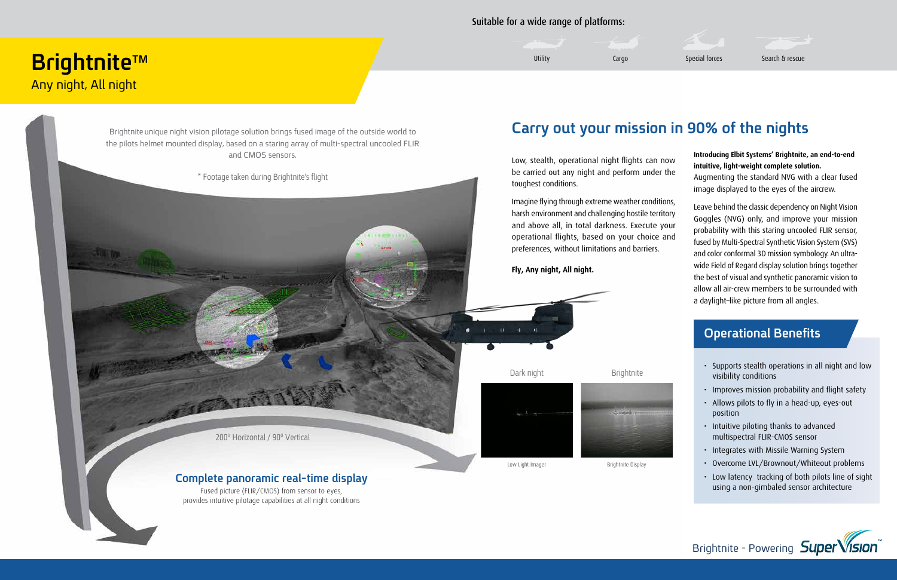# Brightnite™

Any night, All night

Suitable for a wide range of platforms:

Utility

Cargo

Special forces

Search & rescue

Brightnite unique night vision pilotage solution brings fused image of the outside world to the pilots helmet mounted display, based on a staring array of multi-spectral uncooled FLIR and CMOS sensors.

* Footage taken during Brightnite's flight

200° Horizontal / 90° Vertical

## Complete panoramic real-time display

Fused picture (FLIR/CMOS) from sensor to eyes, provides intuitive pilotage capabilities at all night conditions

## Carry out your mission in 90% of the nights

Low, stealth, operational night flights can now be carried out any night and perform under the toughest conditions.

Imagine flying through extreme weather conditions, harsh environment and challenging hostile territory and above all, in total darkness. Execute your operational flights, based on your choice and preferences, without limitations and barriers.

**Fly, Any night, All night.**

Dark night

Brightnite

Low Light Imager

Brightnite Display

**Introducing Elbit Systems' Brightnite, an end-to-end intuitive, light-weight complete solution.**

Augmenting the standard NVG with a clear fused image displayed to the eyes of the aircrew.

Leave behind the classic dependency on Night Vision Goggles (NVG) only, and improve your mission probability with this staring uncooled FLIR sensor, fused by Multi-Spectral Synthetic Vision System (SVS) and color conformal 3D mission symbology. An ultra-wide Field of Regard display solution brings together the best of visual and synthetic panoramic vision to allow all air-crew members to be surrounded with a daylight-like picture from all angles.

## Operational Benefits

- Supports stealth operations in all night and low visibility conditions
- Improves mission probability and flight safety
- Allows pilots to fly in a head-up, eyes-out position
- Intuitive piloting thanks to advanced multispectral FLIR-CMOS sensor
- Integrates with Missile Warning System
- Overcome LVL/Brownout/Whiteout problems
- Low latency tracking of both pilots line of sight using a non-gimbaled sensor architecture

Brightnite - Powering SuperVision™